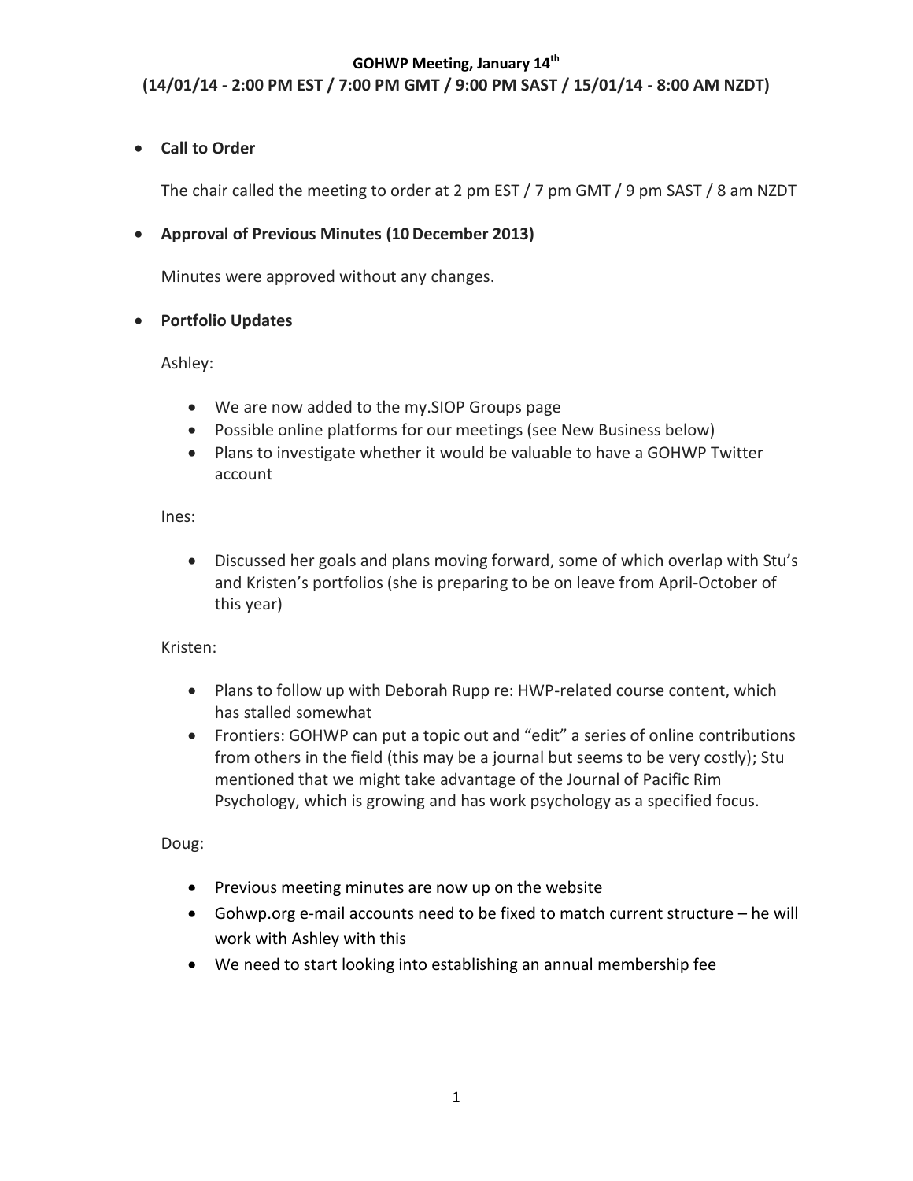# GOHWP Meeting, January 14th
## (14/01/14 - 2:00 PM EST / 7:00 PM GMT / 9:00 PM SAST / 15/01/14 - 8:00 AM NZDT)

- **Call to Order**

  The chair called the meeting to order at 2 pm EST / 7 pm GMT / 9 pm SAST / 8 am NZDT

- **Approval of Previous Minutes (10 December 2013)**

  Minutes were approved without any changes.

- **Portfolio Updates**

  Ashley:

  - We are now added to the my.SIOP Groups page
  - Possible online platforms for our meetings (see New Business below)
  - Plans to investigate whether it would be valuable to have a GOHWP Twitter account

  Ines:

  - Discussed her goals and plans moving forward, some of which overlap with Stu's and Kristen's portfolios (she is preparing to be on leave from April-October of this year)

  Kristen:

  - Plans to follow up with Deborah Rupp re: HWP-related course content, which has stalled somewhat
  - Frontiers: GOHWP can put a topic out and "edit" a series of online contributions from others in the field (this may be a journal but seems to be very costly); Stu mentioned that we might take advantage of the Journal of Pacific Rim Psychology, which is growing and has work psychology as a specified focus.

  Doug:

  - Previous meeting minutes are now up on the website
  - Gohwp.org e-mail accounts need to be fixed to match current structure – he will work with Ashley with this
  - We need to start looking into establishing an annual membership fee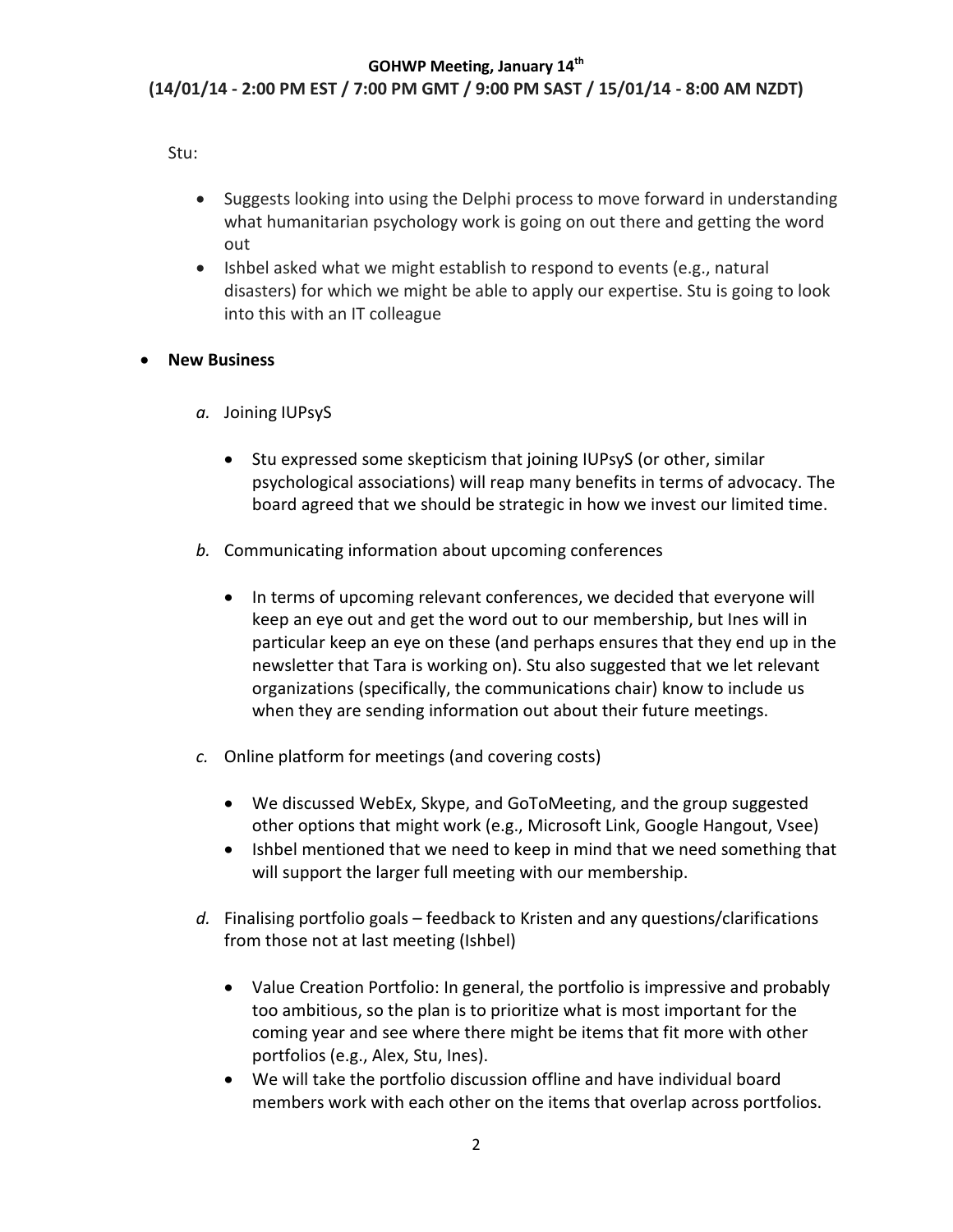Stu:

- Suggests looking into using the Delphi process to move forward in understanding what humanitarian psychology work is going on out there and getting the word out
- Ishbel asked what we might establish to respond to events (e.g., natural disasters) for which we might be able to apply our expertise. Stu is going to look into this with an IT colleague

- **New Business**

  *a.* Joining IUPsyS

  - Stu expressed some skepticism that joining IUPsyS (or other, similar psychological associations) will reap many benefits in terms of advocacy. The board agreed that we should be strategic in how we invest our limited time.

  *b.* Communicating information about upcoming conferences

  - In terms of upcoming relevant conferences, we decided that everyone will keep an eye out and get the word out to our membership, but Ines will in particular keep an eye on these (and perhaps ensures that they end up in the newsletter that Tara is working on). Stu also suggested that we let relevant organizations (specifically, the communications chair) know to include us when they are sending information out about their future meetings.

  *c.* Online platform for meetings (and covering costs)

  - We discussed WebEx, Skype, and GoToMeeting, and the group suggested other options that might work (e.g., Microsoft Link, Google Hangout, Vsee)
  - Ishbel mentioned that we need to keep in mind that we need something that will support the larger full meeting with our membership.

  *d.* Finalising portfolio goals – feedback to Kristen and any questions/clarifications from those not at last meeting (Ishbel)

  - Value Creation Portfolio: In general, the portfolio is impressive and probably too ambitious, so the plan is to prioritize what is most important for the coming year and see where there might be items that fit more with other portfolios (e.g., Alex, Stu, Ines).
  - We will take the portfolio discussion offline and have individual board members work with each other on the items that overlap across portfolios.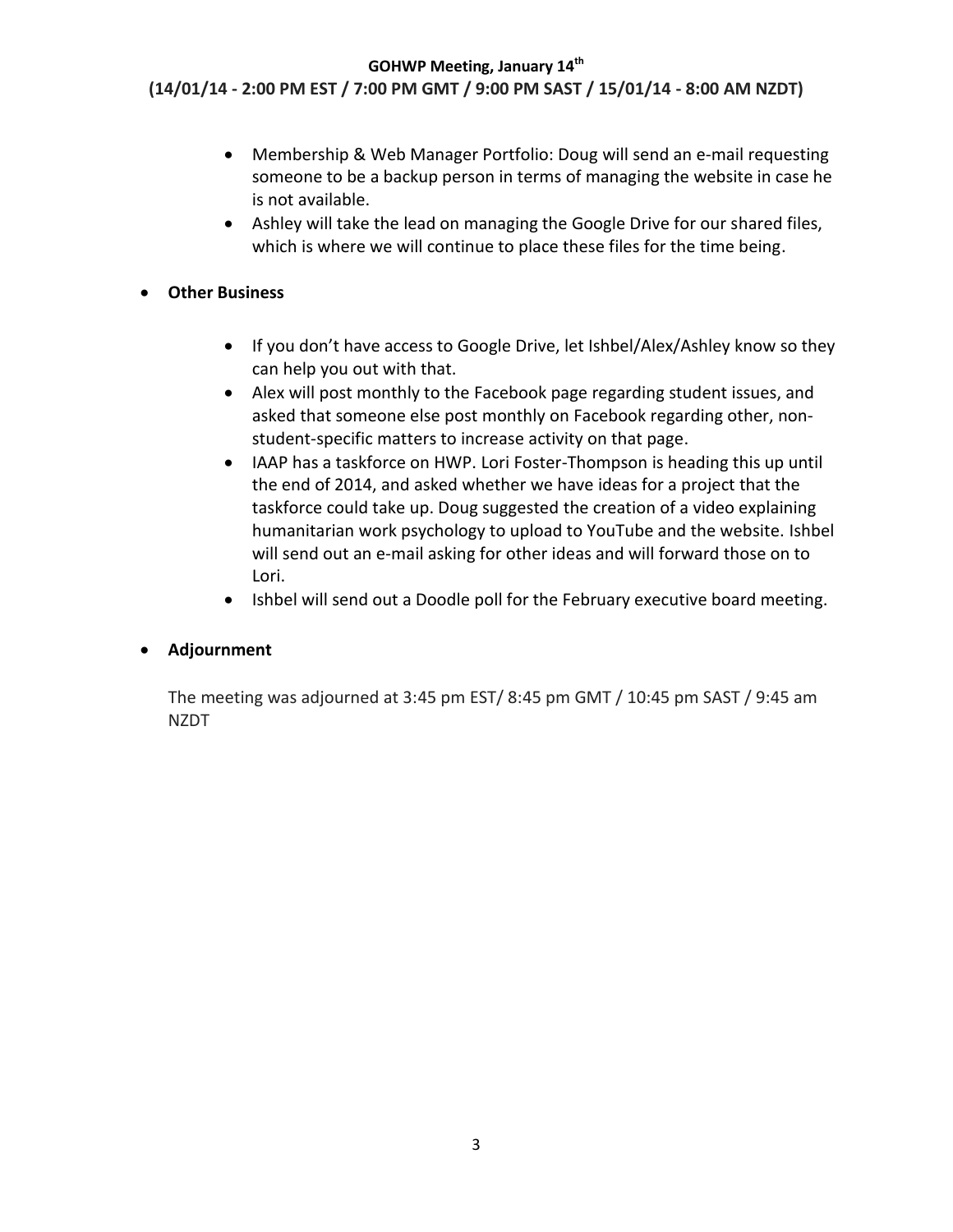- Membership & Web Manager Portfolio: Doug will send an e-mail requesting someone to be a backup person in terms of managing the website in case he is not available.
- Ashley will take the lead on managing the Google Drive for our shared files, which is where we will continue to place these files for the time being.

- **Other Business**

  - If you don't have access to Google Drive, let Ishbel/Alex/Ashley know so they can help you out with that.
  - Alex will post monthly to the Facebook page regarding student issues, and asked that someone else post monthly on Facebook regarding other, non-student-specific matters to increase activity on that page.
  - IAAP has a taskforce on HWP. Lori Foster-Thompson is heading this up until the end of 2014, and asked whether we have ideas for a project that the taskforce could take up. Doug suggested the creation of a video explaining humanitarian work psychology to upload to YouTube and the website. Ishbel will send out an e-mail asking for other ideas and will forward those on to Lori.
  - Ishbel will send out a Doodle poll for the February executive board meeting.

- **Adjournment**

  The meeting was adjourned at 3:45 pm EST/ 8:45 pm GMT / 10:45 pm SAST / 9:45 am NZDT